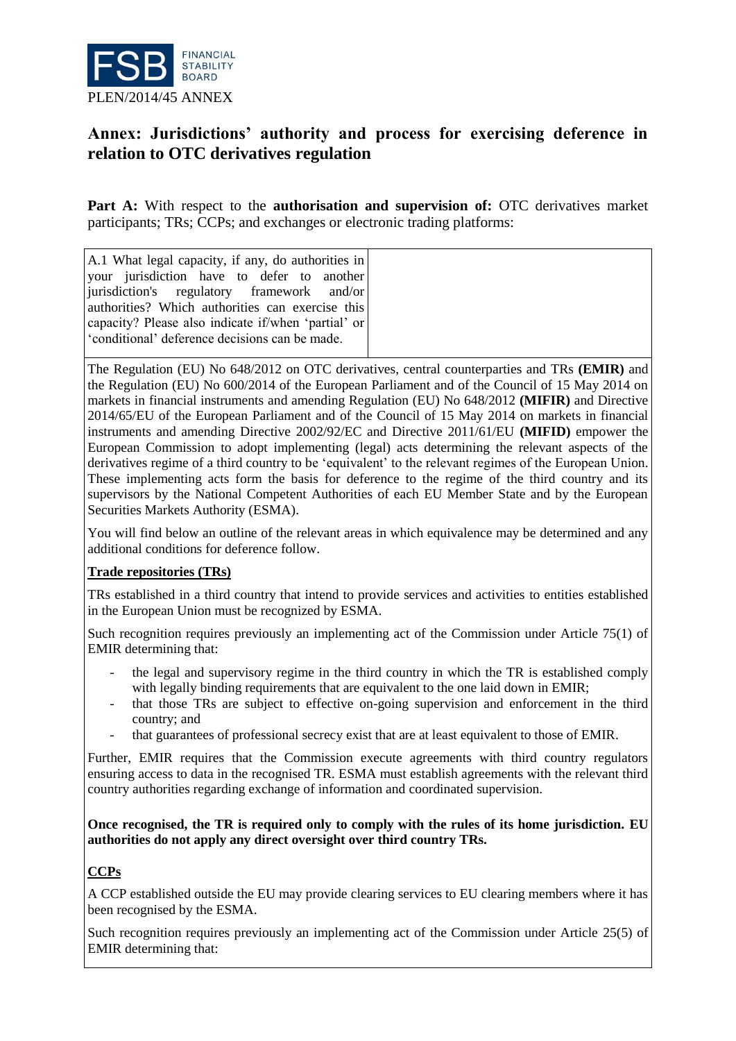FSB FINANCIAL STABILITY BOARD

PLEN/2014/45 ANNEX

# Annex: Jurisdictions' authority and process for exercising deference in relation to OTC derivatives regulation

**Part A:** With respect to the **authorisation and supervision of:** OTC derivatives market participants; TRs; CCPs; and exchanges or electronic trading platforms:

| A.1 What legal capacity, if any, do authorities in your jurisdiction have to defer to another jurisdiction's regulatory framework and/or authorities? Which authorities can exercise this capacity? Please also indicate if/when 'partial' or 'conditional' deference decisions can be made. | |
|---|---|

The Regulation (EU) No 648/2012 on OTC derivatives, central counterparties and TRs **(EMIR)** and the Regulation (EU) No 600/2014 of the European Parliament and of the Council of 15 May 2014 on markets in financial instruments and amending Regulation (EU) No 648/2012 **(MIFIR)** and Directive 2014/65/EU of the European Parliament and of the Council of 15 May 2014 on markets in financial instruments and amending Directive 2002/92/EC and Directive 2011/61/EU **(MIFID)** empower the European Commission to adopt implementing (legal) acts determining the relevant aspects of the derivatives regime of a third country to be 'equivalent' to the relevant regimes of the European Union. These implementing acts form the basis for deference to the regime of the third country and its supervisors by the National Competent Authorities of each EU Member State and by the European Securities Markets Authority (ESMA).

You will find below an outline of the relevant areas in which equivalence may be determined and any additional conditions for deference follow.

**<u>Trade repositories (TRs)</u>**

TRs established in a third country that intend to provide services and activities to entities established in the European Union must be recognized by ESMA.

Such recognition requires previously an implementing act of the Commission under Article 75(1) of EMIR determining that:

- the legal and supervisory regime in the third country in which the TR is established comply with legally binding requirements that are equivalent to the one laid down in EMIR;
- that those TRs are subject to effective on-going supervision and enforcement in the third country; and
- that guarantees of professional secrecy exist that are at least equivalent to those of EMIR.

Further, EMIR requires that the Commission execute agreements with third country regulators ensuring access to data in the recognised TR. ESMA must establish agreements with the relevant third country authorities regarding exchange of information and coordinated supervision.

**Once recognised, the TR is required only to comply with the rules of its home jurisdiction. EU authorities do not apply any direct oversight over third country TRs.**

**<u>CCPs</u>**

A CCP established outside the EU may provide clearing services to EU clearing members where it has been recognised by the ESMA.

Such recognition requires previously an implementing act of the Commission under Article 25(5) of EMIR determining that: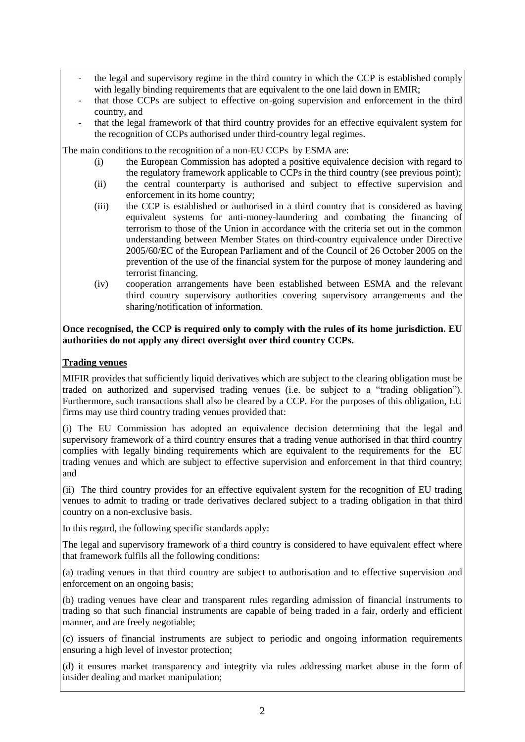- the legal and supervisory regime in the third country in which the CCP is established comply with legally binding requirements that are equivalent to the one laid down in EMIR;
- that those CCPs are subject to effective on-going supervision and enforcement in the third country, and
- that the legal framework of that third country provides for an effective equivalent system for the recognition of CCPs authorised under third-country legal regimes.

The main conditions to the recognition of a non-EU CCPs by ESMA are:

(i) the European Commission has adopted a positive equivalence decision with regard to the regulatory framework applicable to CCPs in the third country (see previous point);

(ii) the central counterparty is authorised and subject to effective supervision and enforcement in its home country;

(iii) the CCP is established or authorised in a third country that is considered as having equivalent systems for anti-money-laundering and combating the financing of terrorism to those of the Union in accordance with the criteria set out in the common understanding between Member States on third-country equivalence under Directive 2005/60/EC of the European Parliament and of the Council of 26 October 2005 on the prevention of the use of the financial system for the purpose of money laundering and terrorist financing.

(iv) cooperation arrangements have been established between ESMA and the relevant third country supervisory authorities covering supervisory arrangements and the sharing/notification of information.

**Once recognised, the CCP is required only to comply with the rules of its home jurisdiction. EU authorities do not apply any direct oversight over third country CCPs.**

**Trading venues**

MIFIR provides that sufficiently liquid derivatives which are subject to the clearing obligation must be traded on authorized and supervised trading venues (i.e. be subject to a "trading obligation"). Furthermore, such transactions shall also be cleared by a CCP. For the purposes of this obligation, EU firms may use third country trading venues provided that:

(i) The EU Commission has adopted an equivalence decision determining that the legal and supervisory framework of a third country ensures that a trading venue authorised in that third country complies with legally binding requirements which are equivalent to the requirements for the EU trading venues and which are subject to effective supervision and enforcement in that third country; and

(ii) The third country provides for an effective equivalent system for the recognition of EU trading venues to admit to trading or trade derivatives declared subject to a trading obligation in that third country on a non-exclusive basis.

In this regard, the following specific standards apply:

The legal and supervisory framework of a third country is considered to have equivalent effect where that framework fulfils all the following conditions:

(a) trading venues in that third country are subject to authorisation and to effective supervision and enforcement on an ongoing basis;

(b) trading venues have clear and transparent rules regarding admission of financial instruments to trading so that such financial instruments are capable of being traded in a fair, orderly and efficient manner, and are freely negotiable;

(c) issuers of financial instruments are subject to periodic and ongoing information requirements ensuring a high level of investor protection;

(d) it ensures market transparency and integrity via rules addressing market abuse in the form of insider dealing and market manipulation;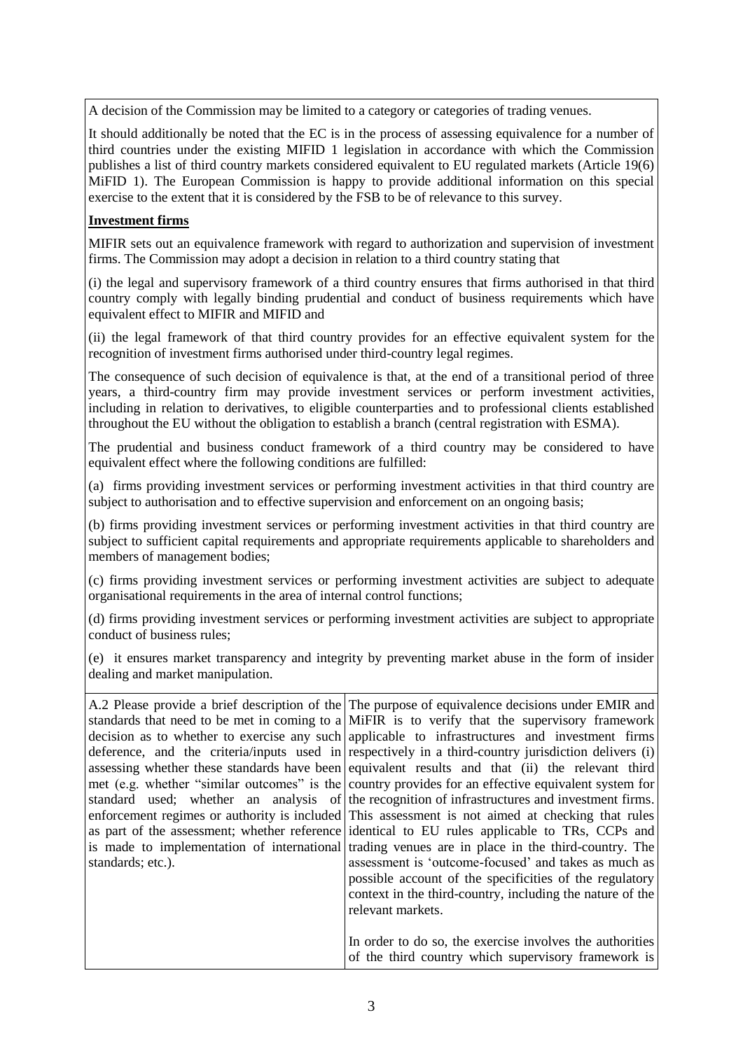A decision of the Commission may be limited to a category or categories of trading venues.

It should additionally be noted that the EC is in the process of assessing equivalence for a number of third countries under the existing MIFID 1 legislation in accordance with which the Commission publishes a list of third country markets considered equivalent to EU regulated markets (Article 19(6) MiFID 1). The European Commission is happy to provide additional information on this special exercise to the extent that it is considered by the FSB to be of relevance to this survey.

**Investment firms**

MIFIR sets out an equivalence framework with regard to authorization and supervision of investment firms. The Commission may adopt a decision in relation to a third country stating that

(i) the legal and supervisory framework of a third country ensures that firms authorised in that third country comply with legally binding prudential and conduct of business requirements which have equivalent effect to MIFIR and MIFID and

(ii) the legal framework of that third country provides for an effective equivalent system for the recognition of investment firms authorised under third-country legal regimes.

The consequence of such decision of equivalence is that, at the end of a transitional period of three years, a third-country firm may provide investment services or perform investment activities, including in relation to derivatives, to eligible counterparties and to professional clients established throughout the EU without the obligation to establish a branch (central registration with ESMA).

The prudential and business conduct framework of a third country may be considered to have equivalent effect where the following conditions are fulfilled:

(a) firms providing investment services or performing investment activities in that third country are subject to authorisation and to effective supervision and enforcement on an ongoing basis;

(b) firms providing investment services or performing investment activities in that third country are subject to sufficient capital requirements and appropriate requirements applicable to shareholders and members of management bodies;

(c) firms providing investment services or performing investment activities are subject to adequate organisational requirements in the area of internal control functions;

(d) firms providing investment services or performing investment activities are subject to appropriate conduct of business rules;

(e) it ensures market transparency and integrity by preventing market abuse in the form of insider dealing and market manipulation.

| | |
|---|---|
| A.2 Please provide a brief description of the standards that need to be met in coming to a decision as to whether to exercise any such deference, and the criteria/inputs used in assessing whether these standards have been met (e.g. whether "similar outcomes" is the standard used; whether an analysis of enforcement regimes or authority is included as part of the assessment; whether reference is made to implementation of international standards; etc.). | The purpose of equivalence decisions under EMIR and MiFIR is to verify that the supervisory framework applicable to infrastructures and investment firms respectively in a third-country jurisdiction delivers (i) equivalent results and that (ii) the relevant third country provides for an effective equivalent system for the recognition of infrastructures and investment firms. This assessment is not aimed at checking that rules identical to EU rules applicable to TRs, CCPs and trading venues are in place in the third-country. The assessment is 'outcome-focused' and takes as much as possible account of the specificities of the regulatory context in the third-country, including the nature of the relevant markets.<br><br>In order to do so, the exercise involves the authorities of the third country which supervisory framework is |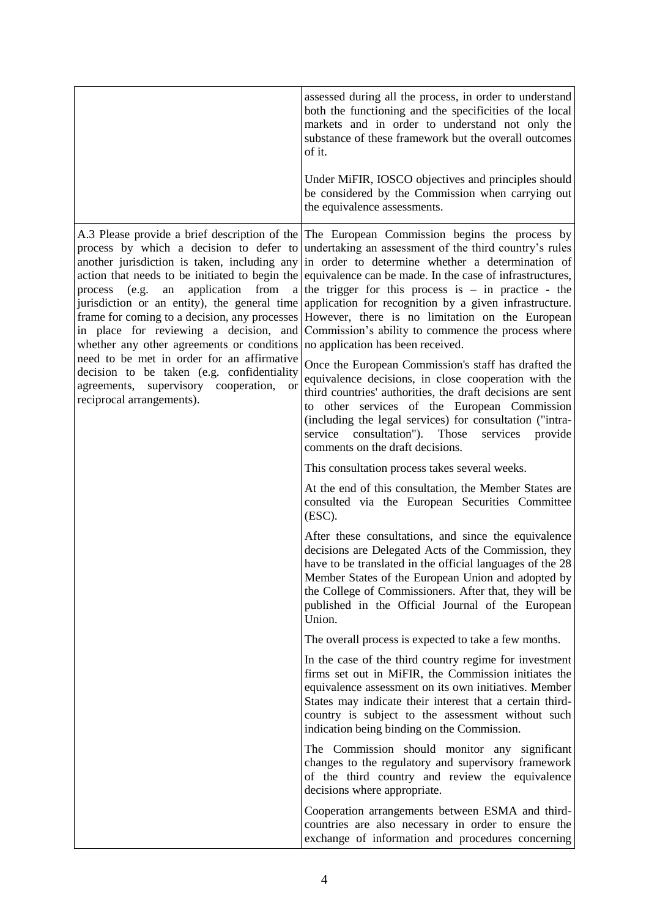| | |
|---|---|
| | assessed during all the process, in order to understand both the functioning and the specificities of the local markets and in order to understand not only the substance of these framework but the overall outcomes of it.<br><br>Under MiFIR, IOSCO objectives and principles should be considered by the Commission when carrying out the equivalence assessments. |
| A.3 Please provide a brief description of the process by which a decision to defer to another jurisdiction is taken, including any action that needs to be initiated to begin the process (e.g. an application from a jurisdiction or an entity), the general time frame for coming to a decision, any processes in place for reviewing a decision, and whether any other agreements or conditions need to be met in order for an affirmative decision to be taken (e.g. confidentiality agreements, supervisory cooperation, or reciprocal arrangements). | The European Commission begins the process by undertaking an assessment of the third country's rules in order to determine whether a determination of equivalence can be made. In the case of infrastructures, the trigger for this process is – in practice - the application for recognition by a given infrastructure. However, there is no limitation on the European Commission's ability to commence the process where no application has been received.<br><br>Once the European Commission's staff has drafted the equivalence decisions, in close cooperation with the third countries' authorities, the draft decisions are sent to other services of the European Commission (including the legal services) for consultation ("intra-service consultation"). Those services provide comments on the draft decisions.<br><br>This consultation process takes several weeks.<br><br>At the end of this consultation, the Member States are consulted via the European Securities Committee (ESC).<br><br>After these consultations, and since the equivalence decisions are Delegated Acts of the Commission, they have to be translated in the official languages of the 28 Member States of the European Union and adopted by the College of Commissioners. After that, they will be published in the Official Journal of the European Union.<br><br>The overall process is expected to take a few months.<br><br>In the case of the third country regime for investment firms set out in MiFIR, the Commission initiates the equivalence assessment on its own initiatives. Member States may indicate their interest that a certain third-country is subject to the assessment without such indication being binding on the Commission.<br><br>The Commission should monitor any significant changes to the regulatory and supervisory framework of the third country and review the equivalence decisions where appropriate.<br><br>Cooperation arrangements between ESMA and third-countries are also necessary in order to ensure the exchange of information and procedures concerning |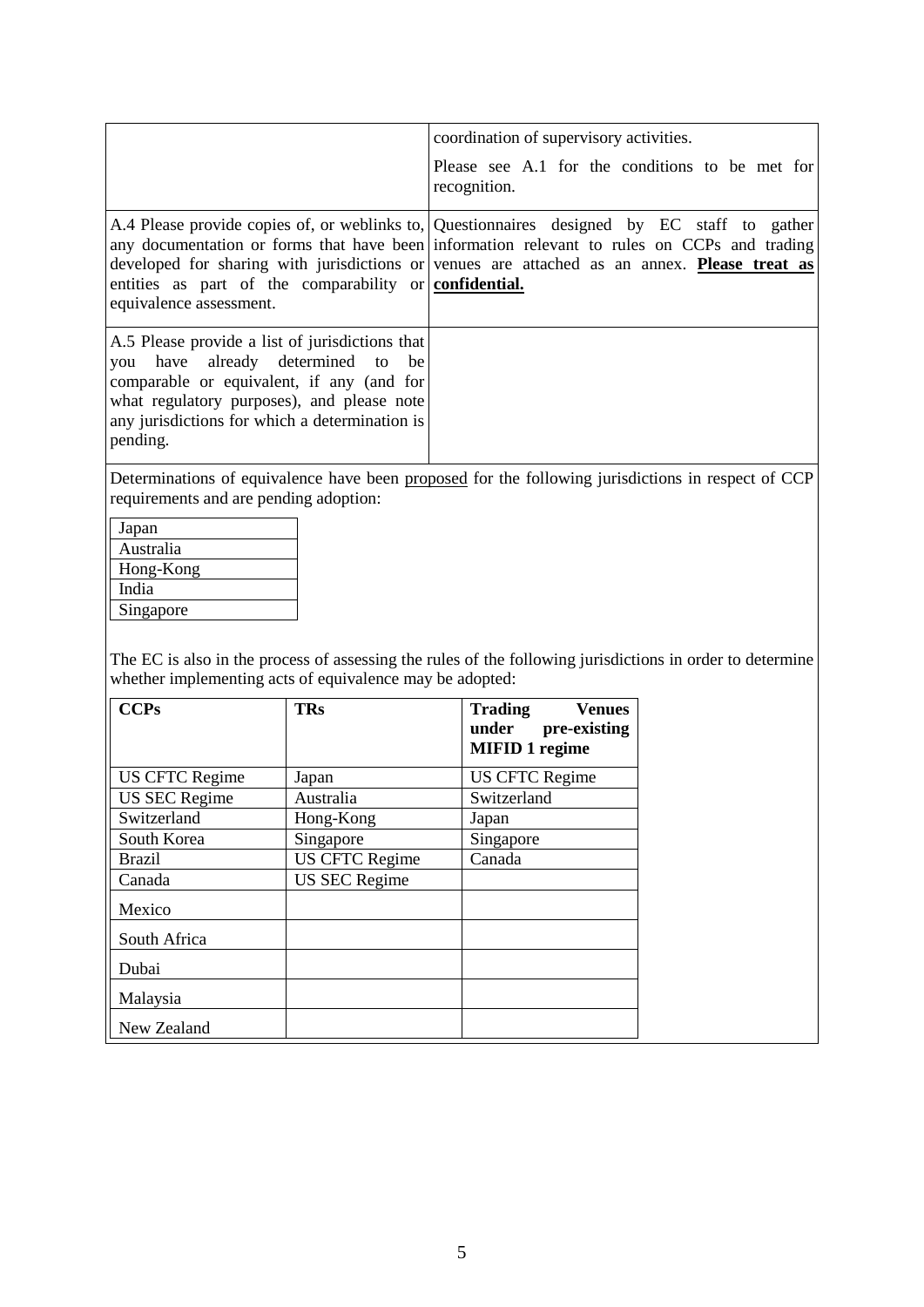| | |
|---|---|
| | coordination of supervisory activities.<br><br>Please see A.1 for the conditions to be met for recognition. |
| A.4 Please provide copies of, or weblinks to, any documentation or forms that have been developed for sharing with jurisdictions or entities as part of the comparability or equivalence assessment. | Questionnaires designed by EC staff to gather information relevant to rules on CCPs and trading venues are attached as an annex. **<u>Please treat as confidential.</u>** |
| A.5 Please provide a list of jurisdictions that you have already determined to be comparable or equivalent, if any (and for what regulatory purposes), and please note any jurisdictions for which a determination is pending. | |

Determinations of equivalence have been <u>proposed</u> for the following jurisdictions in respect of CCP requirements and are pending adoption:

| |
|---|
| Japan |
| Australia |
| Hong-Kong |
| India |
| Singapore |

The EC is also in the process of assessing the rules of the following jurisdictions in order to determine whether implementing acts of equivalence may be adopted:

| **CCPs** | **TRs** | **Trading Venues under pre-existing MIFID 1 regime** |
|---|---|---|
| US CFTC Regime | Japan | US CFTC Regime |
| US SEC Regime | Australia | Switzerland |
| Switzerland | Hong-Kong | Japan |
| South Korea | Singapore | Singapore |
| Brazil | US CFTC Regime | Canada |
| Canada | US SEC Regime | |
| Mexico | | |
| South Africa | | |
| Dubai | | |
| Malaysia | | |
| New Zealand | | |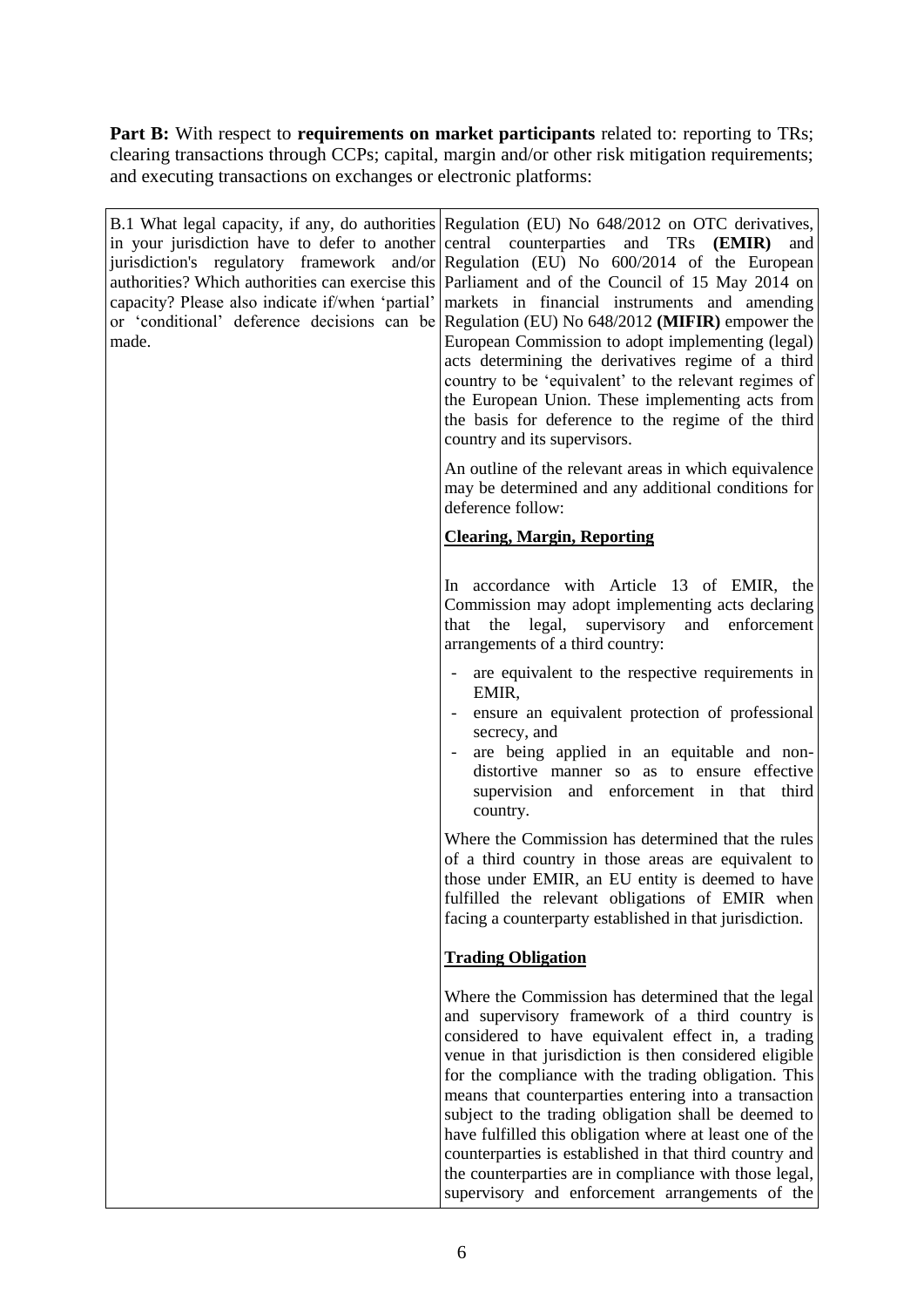**Part B:** With respect to **requirements on market participants** related to: reporting to TRs; clearing transactions through CCPs; capital, margin and/or other risk mitigation requirements; and executing transactions on exchanges or electronic platforms:

| | |
|---|---|
| B.1 What legal capacity, if any, do authorities in your jurisdiction have to defer to another jurisdiction's regulatory framework and/or authorities? Which authorities can exercise this capacity? Please also indicate if/when 'partial' or 'conditional' deference decisions can be made. | Regulation (EU) No 648/2012 on OTC derivatives, central counterparties and TRs **(EMIR)** and Regulation (EU) No 600/2014 of the European Parliament and of the Council of 15 May 2014 on markets in financial instruments and amending Regulation (EU) No 648/2012 **(MIFIR)** empower the European Commission to adopt implementing (legal) acts determining the derivatives regime of a third country to be 'equivalent' to the relevant regimes of the European Union. These implementing acts from the basis for deference to the regime of the third country and its supervisors.<br><br>An outline of the relevant areas in which equivalence may be determined and any additional conditions for deference follow:<br><br>**<u>Clearing, Margin, Reporting</u>**<br><br>In accordance with Article 13 of EMIR, the Commission may adopt implementing acts declaring that the legal, supervisory and enforcement arrangements of a third country:<br><br>- are equivalent to the respective requirements in EMIR,<br>- ensure an equivalent protection of professional secrecy, and<br>- are being applied in an equitable and non-distortive manner so as to ensure effective supervision and enforcement in that third country.<br><br>Where the Commission has determined that the rules of a third country in those areas are equivalent to those under EMIR, an EU entity is deemed to have fulfilled the relevant obligations of EMIR when facing a counterparty established in that jurisdiction.<br><br>**<u>Trading Obligation</u>**<br><br>Where the Commission has determined that the legal and supervisory framework of a third country is considered to have equivalent effect in, a trading venue in that jurisdiction is then considered eligible for the compliance with the trading obligation. This means that counterparties entering into a transaction subject to the trading obligation shall be deemed to have fulfilled this obligation where at least one of the counterparties is established in that third country and the counterparties are in compliance with those legal, supervisory and enforcement arrangements of the |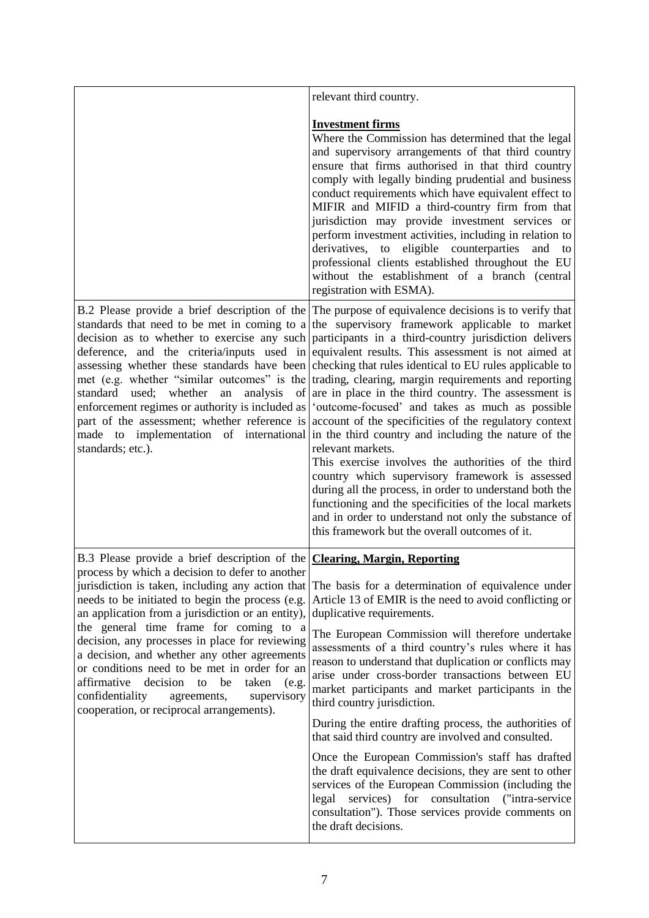| | |
|---|---|
| | relevant third country.<br><br>**Investment firms**<br>Where the Commission has determined that the legal and supervisory arrangements of that third country ensure that firms authorised in that third country comply with legally binding prudential and business conduct requirements which have equivalent effect to MIFIR and MIFID a third-country firm from that jurisdiction may provide investment services or perform investment activities, including in relation to derivatives, to eligible counterparties and to professional clients established throughout the EU without the establishment of a branch (central registration with ESMA). |
| B.2 Please provide a brief description of the standards that need to be met in coming to a decision as to whether to exercise any such deference, and the criteria/inputs used in assessing whether these standards have been met (e.g. whether "similar outcomes" is the standard used; whether an analysis of enforcement regimes or authority is included as part of the assessment; whether reference is made to implementation of international standards; etc.). | The purpose of equivalence decisions is to verify that the supervisory framework applicable to market participants in a third-country jurisdiction delivers equivalent results. This assessment is not aimed at checking that rules identical to EU rules applicable to trading, clearing, margin requirements and reporting are in place in the third country. The assessment is 'outcome-focused' and takes as much as possible account of the specificities of the regulatory context in the third country and including the nature of the relevant markets.<br>This exercise involves the authorities of the third country which supervisory framework is assessed during all the process, in order to understand both the functioning and the specificities of the local markets and in order to understand not only the substance of this framework but the overall outcomes of it. |
| B.3 Please provide a brief description of the process by which a decision to defer to another jurisdiction is taken, including any action that needs to be initiated to begin the process (e.g. an application from a jurisdiction or an entity), the general time frame for coming to a decision, any processes in place for reviewing a decision, and whether any other agreements or conditions need to be met in order for an affirmative decision to be taken (e.g. confidentiality agreements, supervisory cooperation, or reciprocal arrangements). | **Clearing, Margin, Reporting**<br><br>The basis for a determination of equivalence under Article 13 of EMIR is the need to avoid conflicting or duplicative requirements.<br><br>The European Commission will therefore undertake assessments of a third country's rules where it has reason to understand that duplication or conflicts may arise under cross-border transactions between EU market participants and market participants in the third country jurisdiction.<br><br>During the entire drafting process, the authorities of that said third country are involved and consulted.<br><br>Once the European Commission's staff has drafted the draft equivalence decisions, they are sent to other services of the European Commission (including the legal services) for consultation ("intra-service consultation"). Those services provide comments on the draft decisions. |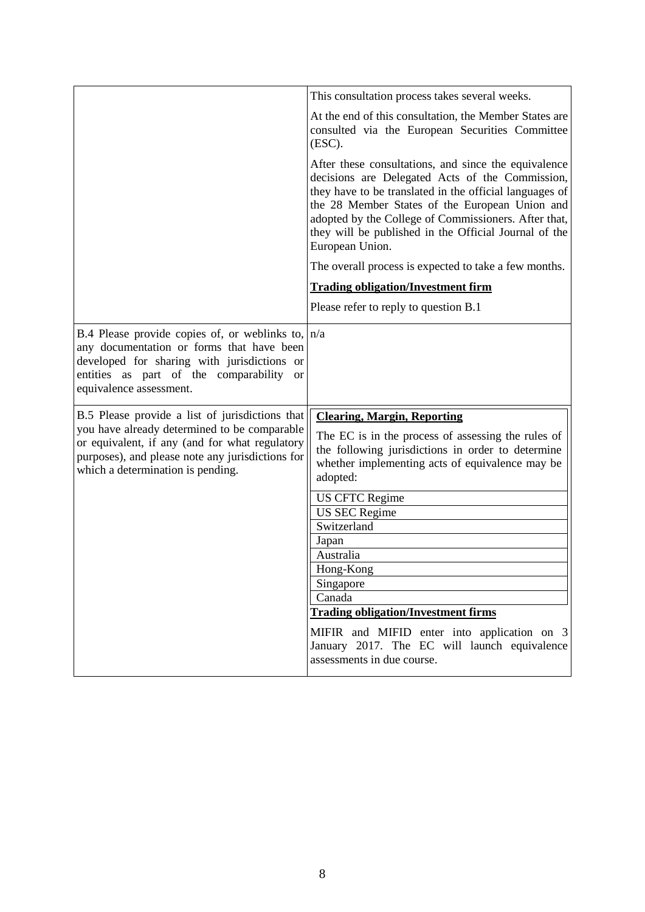| | |
|---|---|
| | This consultation process takes several weeks.<br><br>At the end of this consultation, the Member States are consulted via the European Securities Committee (ESC).<br><br>After these consultations, and since the equivalence decisions are Delegated Acts of the Commission, they have to be translated in the official languages of the 28 Member States of the European Union and adopted by the College of Commissioners. After that, they will be published in the Official Journal of the European Union.<br><br>The overall process is expected to take a few months.<br><br>**Trading obligation/Investment firm**<br><br>Please refer to reply to question B.1 |
| B.4 Please provide copies of, or weblinks to, any documentation or forms that have been developed for sharing with jurisdictions or entities as part of the comparability or equivalence assessment. | n/a |
| B.5 Please provide a list of jurisdictions that you have already determined to be comparable or equivalent, if any (and for what regulatory purposes), and please note any jurisdictions for which a determination is pending. | **Clearing, Margin, Reporting**<br><br>The EC is in the process of assessing the rules of the following jurisdictions in order to determine whether implementing acts of equivalence may be adopted:<br><br>US CFTC Regime<br>US SEC Regime<br>Switzerland<br>Japan<br>Australia<br>Hong-Kong<br>Singapore<br>Canada<br><br>**Trading obligation/Investment firms**<br><br>MIFIR and MIFID enter into application on 3 January 2017. The EC will launch equivalence assessments in due course. |